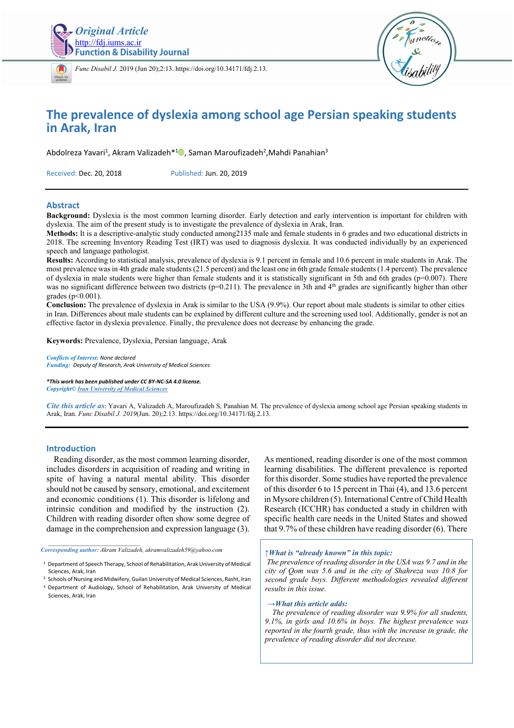Original Article
http://fdj.iums.ac.ir
Function & Disability Journal

*Func Disabil J.* 2019 (Jun 20);2:13. https://doi.org/10.34171/fdj.2.13.

# The prevalence of dyslexia among school age Persian speaking students in Arak, Iran

Abdolreza Yavari[1], Akram Valizadeh*[1], Saman Maroufizadeh[2], Mahdi Panahian[3]

Received: Dec. 20, 2018 Published: Jun. 20, 2019

## Abstract

**Background:** Dyslexia is the most common learning disorder. Early detection and early intervention is important for children with dyslexia. The aim of the present study is to investigate the prevalence of dyslexia in Arak, Iran.

**Methods:** It is a descriptive-analytic study conducted among2135 male and female students in 6 grades and two educational districts in 2018. The screening Inventory Reading Test (IRT) was used to diagnosis dyslexia. It was conducted individually by an experienced speech and language pathologist.

**Results:** According to statistical analysis, prevalence of dyslexia is 9.1 percent in female and 10.6 percent in male students in Arak. The most prevalence was in 4th grade male students (21.5 percent) and the least one in 6th grade female students (1.4 percent). The prevalence of dyslexia in male students were higher than female students and it is statistically significant in 5th and 6th grades (p=0.007). There was no significant difference between two districts (p=0.211). The prevalence in 3th and 4th grades are significantly higher than other grades (p<0.001).

**Conclusion:** The prevalence of dyslexia in Arak is similar to the USA (9.9%). Our report about male students is similar to other cities in Iran. Differences about male students can be explained by different culture and the screening used tool. Additionally, gender is not an effective factor in dyslexia prevalence. Finally, the prevalence does not decrease by enhancing the grade.

**Keywords:** Prevalence, Dyslexia, Persian language, Arak

*Conflicts of Interest:* None declared
*Funding:* Deputy of Research, Arak University of Medical Sciences

***This work has been published under CC BY-NC-SA 4.0 license.***
*Copyright© Iran University of Medical Sciences*

*Cite this article as*: Yavari A, Valizadeh A, Maroufizadeh S, Panahian M. The prevalence of dyslexia among school age Persian speaking students in Arak, Iran. *Func Disabil J. 2019*(Jun. 20);2.13. https://doi.org/10.34171/fdj.2.13.

## Introduction

Reading disorder, as the most common learning disorder, includes disorders in acquisition of reading and writing in spite of having a natural mental ability. This disorder should not be caused by sensory, emotional, and excitement and economic conditions (1). This disorder is lifelong and intrinsic condition and modified by the instruction (2). Children with reading disorder often show some degree of damage in the comprehension and expression language (3).

As mentioned, reading disorder is one of the most common learning disabilities. The different prevalence is reported for this disorder. Some studies have reported the prevalence of this disorder 6 to 15 percent in Thai (4), and 13.6 percent in Mysore children (5). International Centre of Child Health Research (ICCHR) has conducted a study in children with specific health care needs in the United States and showed that 9.7% of these children have reading disorder (6). There

*Corresponding author: Akram Valizadeh, akramvalizadeh59@yahoo.com*

1. Department of Speech Therapy, School of Rehabilitation, Arak University of Medical Sciences, Arak, Iran
2. Schools of Nursing and Midwifery, Guilan University of Medical Sciences, Rasht, Iran
3. Department of Audiology, School of Rehabilitation, Arak University of Medical Sciences, Arak, Iran

***↑What is "already known" in this topic:***

*The prevalence of reading disorder in the USA was 9.7 and in the city of Qom was 5.6 and in the city of Shahreza was 10.8 for second grade boys. Different methodologies revealed different results in this issue.*

***→What this article adds:***

*The prevalence of reading disorder was 9.9% for all students, 9.1%, in girls and 10.6% in boys. The highest prevalence was reported in the fourth grade, thus with the increase in grade, the prevalence of reading disorder did not decrease.*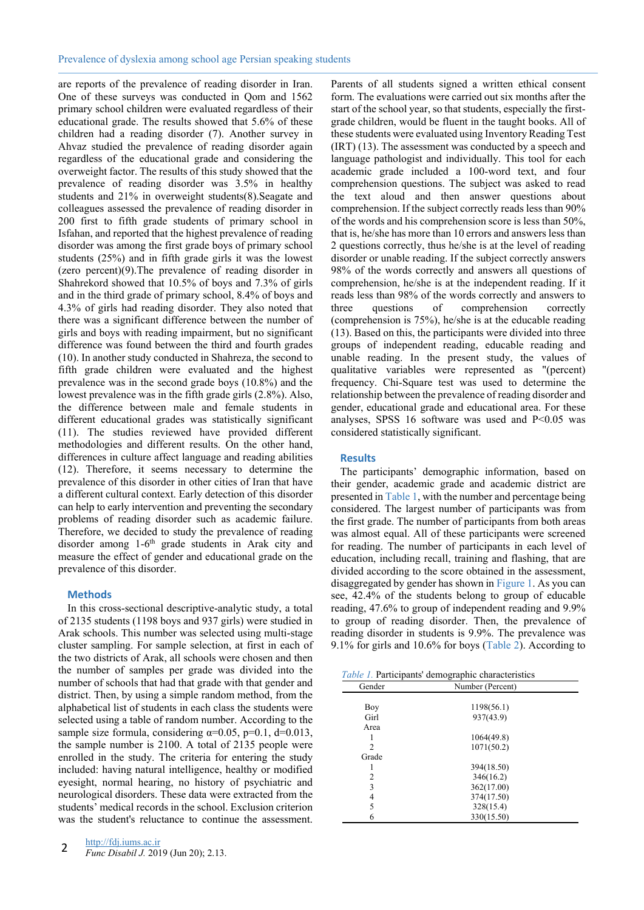are reports of the prevalence of reading disorder in Iran. One of these surveys was conducted in Qom and 1562 primary school children were evaluated regardless of their educational grade. The results showed that 5.6% of these children had a reading disorder (7). Another survey in Ahvaz studied the prevalence of reading disorder again regardless of the educational grade and considering the overweight factor. The results of this study showed that the prevalence of reading disorder was 3.5% in healthy students and 21% in overweight students(8).Seagate and colleagues assessed the prevalence of reading disorder in 200 first to fifth grade students of primary school in Isfahan, and reported that the highest prevalence of reading disorder was among the first grade boys of primary school students (25%) and in fifth grade girls it was the lowest (zero percent)(9).The prevalence of reading disorder in Shahrekord showed that 10.5% of boys and 7.3% of girls and in the third grade of primary school, 8.4% of boys and 4.3% of girls had reading disorder. They also noted that there was a significant difference between the number of girls and boys with reading impairment, but no significant difference was found between the third and fourth grades (10). In another study conducted in Shahreza, the second to fifth grade children were evaluated and the highest prevalence was in the second grade boys (10.8%) and the lowest prevalence was in the fifth grade girls (2.8%). Also, the difference between male and female students in different educational grades was statistically significant (11). The studies reviewed have provided different methodologies and different results. On the other hand, differences in culture affect language and reading abilities (12). Therefore, it seems necessary to determine the prevalence of this disorder in other cities of Iran that have a different cultural context. Early detection of this disorder can help to early intervention and preventing the secondary problems of reading disorder such as academic failure. Therefore, we decided to study the prevalence of reading disorder among 1-6th grade students in Arak city and measure the effect of gender and educational grade on the prevalence of this disorder.

## Methods

In this cross-sectional descriptive-analytic study, a total of 2135 students (1198 boys and 937 girls) were studied in Arak schools. This number was selected using multi-stage cluster sampling. For sample selection, at first in each of the two districts of Arak, all schools were chosen and then the number of samples per grade was divided into the number of schools that had that grade with that gender and district. Then, by using a simple random method, from the alphabetical list of students in each class the students were selected using a table of random number. According to the sample size formula, considering $\alpha=0.05$, $p=0.1$, $d=0.013$, the sample number is 2100. A total of 2135 people were enrolled in the study. The criteria for entering the study included: having natural intelligence, healthy or modified eyesight, normal hearing, no history of psychiatric and neurological disorders. These data were extracted from the students' medical records in the school. Exclusion criterion was the student's reluctance to continue the assessment. Parents of all students signed a written ethical consent form. The evaluations were carried out six months after the start of the school year, so that students, especially the first-grade children, would be fluent in the taught books. All of these students were evaluated using Inventory Reading Test (IRT) (13). The assessment was conducted by a speech and language pathologist and individually. This tool for each academic grade included a 100-word text, and four comprehension questions. The subject was asked to read the text aloud and then answer questions about comprehension. If the subject correctly reads less than 90% of the words and his comprehension score is less than 50%, that is, he/she has more than 10 errors and answers less than 2 questions correctly, thus he/she is at the level of reading disorder or unable reading. If the subject correctly answers 98% of the words correctly and answers all questions of comprehension, he/she is at the independent reading. If it reads less than 98% of the words correctly and answers to three questions of comprehension correctly (comprehension is 75%), he/she is at the educable reading (13). Based on this, the participants were divided into three groups of independent reading, educable reading and unable reading. In the present study, the values of qualitative variables were represented as "(percent) frequency. Chi-Square test was used to determine the relationship between the prevalence of reading disorder and gender, educational grade and educational area. For these analyses, SPSS 16 software was used and P<0.05 was considered statistically significant.

## Results

The participants' demographic information, based on their gender, academic grade and academic district are presented in Table 1, with the number and percentage being considered. The largest number of participants was from the first grade. The number of participants from both areas was almost equal. All of these participants were screened for reading. The number of participants in each level of education, including recall, training and flashing, that are divided according to the score obtained in the assessment, disaggregated by gender has shown in Figure 1. As you can see, 42.4% of the students belong to group of educable reading, 47.6% to group of independent reading and 9.9% to group of reading disorder. Then, the prevalence of reading disorder in students is 9.9%. The prevalence was 9.1% for girls and 10.6% for boys (Table 2). According to

*Table 1.* Participants' demographic characteristics

| Gender | Number (Percent) |
|---|---|
| Boy | 1198(56.1) |
| Girl | 937(43.9) |
| Area | |
| 1 | 1064(49.8) |
| 2 | 1071(50.2) |
| Grade | |
| 1 | 394(18.50) |
| 2 | 346(16.2) |
| 3 | 362(17.00) |
| 4 | 374(17.50) |
| 5 | 328(15.4) |
| 6 | 330(15.50) |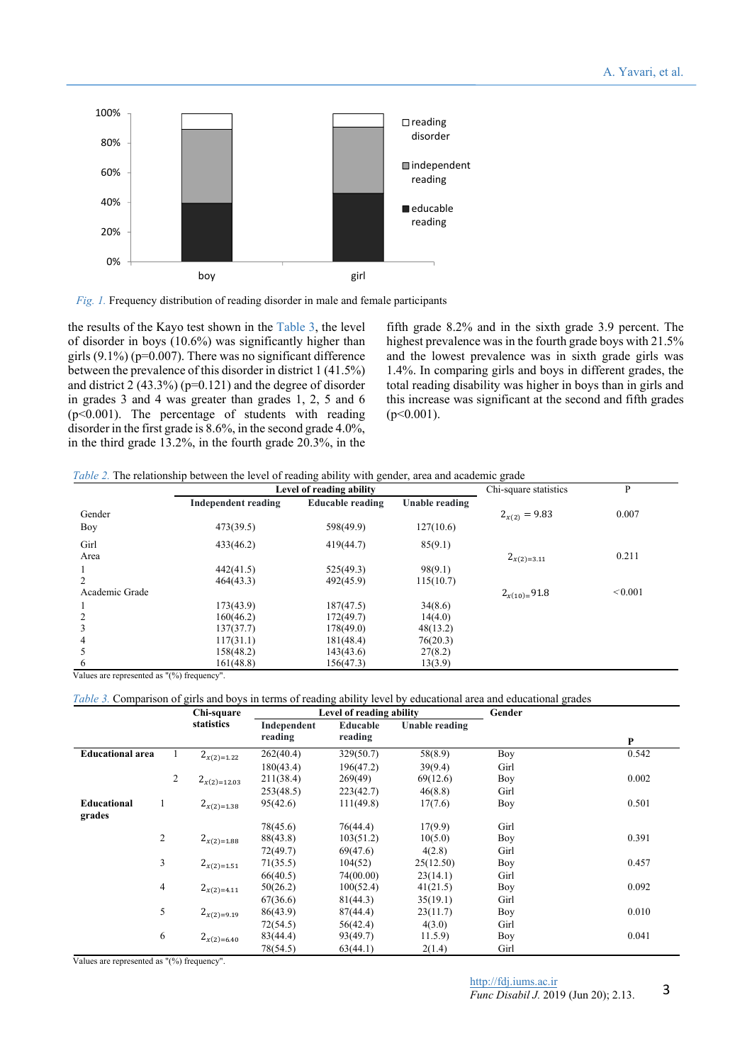*Fig. 1.* Frequency distribution of reading disorder in male and female participants

the results of the Kayo test shown in the Table 3, the level of disorder in boys (10.6%) was significantly higher than girls (9.1%) (p=0.007). There was no significant difference between the prevalence of this disorder in district 1 (41.5%) and district 2 (43.3%) (p=0.121) and the degree of disorder in grades 3 and 4 was greater than grades 1, 2, 5 and 6 (p<0.001). The percentage of students with reading disorder in the first grade is 8.6%, in the second grade 4.0%, in the third grade 13.2%, in the fourth grade 20.3%, in the fifth grade 8.2% and in the sixth grade 3.9 percent. The highest prevalence was in the fourth grade boys with 21.5% and the lowest prevalence was in sixth grade girls was 1.4%. In comparing girls and boys in different grades, the total reading disability was higher in boys than in girls and this increase was significant at the second and fifth grades (p<0.001).

*Table 2.* The relationship between the level of reading ability with gender, area and academic grade

| | Level of reading ability | | | Chi-square statistics | P |
|---|---|---|---|---|---|
| | **Independent reading** | **Educable reading** | **Unable reading** | | |
| Gender | | | | $2_{x(2)} = 9.83$ | 0.007 |
| Boy | 473(39.5) | 598(49.9) | 127(10.6) | | |
| Girl | 433(46.2) | 419(44.7) | 85(9.1) | | |
| Area | | | | $2_{x(2)=3.11}$ | 0.211 |
| 1 | 442(41.5) | 525(49.3) | 98(9.1) | | |
| 2 | 464(43.3) | 492(45.9) | 115(10.7) | | |
| Academic Grade | | | | $2_{x(10)=}91.8$ | <0.001 |
| 1 | 173(43.9) | 187(47.5) | 34(8.6) | | |
| 2 | 160(46.2) | 172(49.7) | 14(4.0) | | |
| 3 | 137(37.7) | 178(49.0) | 48(13.2) | | |
| 4 | 117(31.1) | 181(48.4) | 76(20.3) | | |
| 5 | 158(48.2) | 143(43.6) | 27(8.2) | | |
| 6 | 161(48.8) | 156(47.3) | 13(3.9) | | |

Values are represented as "(%) frequency".

*Table 3.* Comparison of girls and boys in terms of reading ability level by educational area and educational grades

| | | Chi-square statistics | Level of reading ability | | | Gender | P |
|---|---|---|---|---|---|---|---|
| | | | **Independent reading** | **Educable reading** | **Unable reading** | | |
| **Educational area** | 1 | $2_{x(2)=1.22}$ | 262(40.4) | 329(50.7) | 58(8.9) | Boy | 0.542 |
| | | | 180(43.4) | 196(47.2) | 39(9.4) | Girl | |
| | 2 | $2_{x(2)=12.03}$ | 211(38.4) | 269(49) | 69(12.6) | Boy | 0.002 |
| | | | 253(48.5) | 223(42.7) | 46(8.8) | Girl | |
| **Educational grades** | 1 | $2_{x(2)=1.38}$ | 95(42.6) | 111(49.8) | 17(7.6) | Boy | 0.501 |
| | | | 78(45.6) | 76(44.4) | 17(9.9) | Girl | |
| | 2 | $2_{x(2)=1.88}$ | 88(43.8) | 103(51.2) | 10(5.0) | Boy | 0.391 |
| | | | 72(49.7) | 69(47.6) | 4(2.8) | Girl | |
| | 3 | $2_{x(2)=1.51}$ | 71(35.5) | 104(52) | 25(12.50) | Boy | 0.457 |
| | | | 66(40.5) | 74(00.00) | 23(14.1) | Girl | |
| | 4 | $2_{x(2)=4.11}$ | 50(26.2) | 100(52.4) | 41(21.5) | Boy | 0.092 |
| | | | 67(36.6) | 81(44.3) | 35(19.1) | Girl | |
| | 5 | $2_{x(2)=9.19}$ | 86(43.9) | 87(44.4) | 23(11.7) | Boy | 0.010 |
| | | | 72(54.5) | 56(42.4) | 4(3.0) | Girl | |
| | 6 | $2_{x(2)=6.40}$ | 83(44.4) | 93(49.7) | 11.5.9) | Boy | 0.041 |
| | | | 78(54.5) | 63(44.1) | 2(1.4) | Girl | |

Values are represented as "(%) frequency".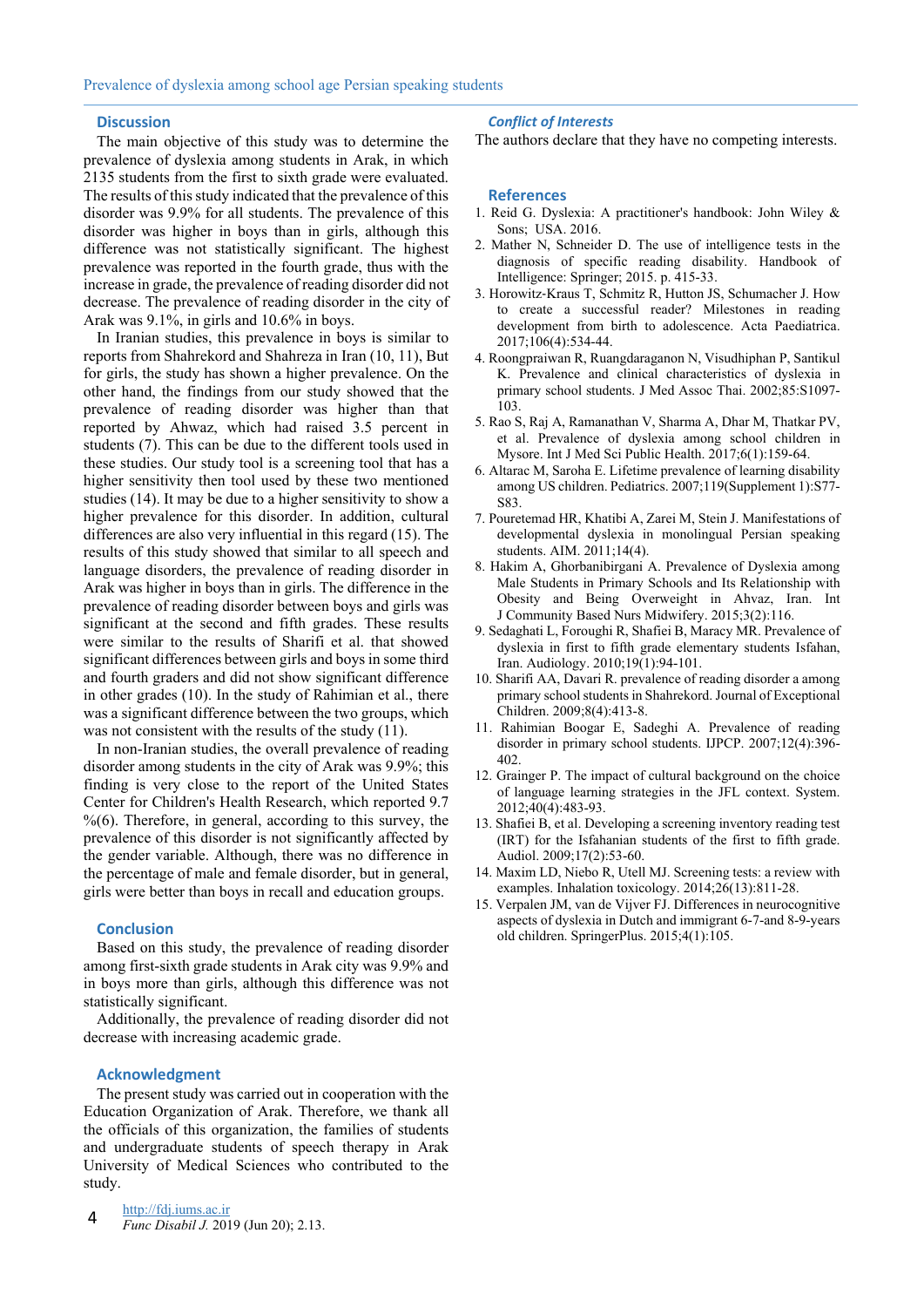## Discussion

The main objective of this study was to determine the prevalence of dyslexia among students in Arak, in which 2135 students from the first to sixth grade were evaluated. The results of this study indicated that the prevalence of this disorder was 9.9% for all students. The prevalence of this disorder was higher in boys than in girls, although this difference was not statistically significant. The highest prevalence was reported in the fourth grade, thus with the increase in grade, the prevalence of reading disorder did not decrease. The prevalence of reading disorder in the city of Arak was 9.1%, in girls and 10.6% in boys.

In Iranian studies, this prevalence in boys is similar to reports from Shahrekord and Shahreza in Iran (10, 11), But for girls, the study has shown a higher prevalence. On the other hand, the findings from our study showed that the prevalence of reading disorder was higher than that reported by Ahwaz, which had raised 3.5 percent in students (7). This can be due to the different tools used in these studies. Our study tool is a screening tool that has a higher sensitivity then tool used by these two mentioned studies (14). It may be due to a higher sensitivity to show a higher prevalence for this disorder. In addition, cultural differences are also very influential in this regard (15). The results of this study showed that similar to all speech and language disorders, the prevalence of reading disorder in Arak was higher in boys than in girls. The difference in the prevalence of reading disorder between boys and girls was significant at the second and fifth grades. These results were similar to the results of Sharifi et al. that showed significant differences between girls and boys in some third and fourth graders and did not show significant difference in other grades (10). In the study of Rahimian et al., there was a significant difference between the two groups, which was not consistent with the results of the study (11).

In non-Iranian studies, the overall prevalence of reading disorder among students in the city of Arak was 9.9%; this finding is very close to the report of the United States Center for Children's Health Research, which reported 9.7 %(6). Therefore, in general, according to this survey, the prevalence of this disorder is not significantly affected by the gender variable. Although, there was no difference in the percentage of male and female disorder, but in general, girls were better than boys in recall and education groups.

## Conclusion

Based on this study, the prevalence of reading disorder among first-sixth grade students in Arak city was 9.9% and in boys more than girls, although this difference was not statistically significant.

Additionally, the prevalence of reading disorder did not decrease with increasing academic grade.

## Acknowledgment

The present study was carried out in cooperation with the Education Organization of Arak. Therefore, we thank all the officials of this organization, the families of students and undergraduate students of speech therapy in Arak University of Medical Sciences who contributed to the study.

### *Conflict of Interests*

The authors declare that they have no competing interests.

## References

1. Reid G. Dyslexia: A practitioner's handbook: John Wiley & Sons; USA. 2016.
2. Mather N, Schneider D. The use of intelligence tests in the diagnosis of specific reading disability. Handbook of Intelligence: Springer; 2015. p. 415-33.
3. Horowitz-Kraus T, Schmitz R, Hutton JS, Schumacher J. How to create a successful reader? Milestones in reading development from birth to adolescence. Acta Paediatrica. 2017;106(4):534-44.
4. Roongpraiwan R, Ruangdaraganon N, Visudhiphan P, Santikul K. Prevalence and clinical characteristics of dyslexia in primary school students. J Med Assoc Thai. 2002;85:S1097-103.
5. Rao S, Raj A, Ramanathan V, Sharma A, Dhar M, Thatkar PV, et al. Prevalence of dyslexia among school children in Mysore. Int J Med Sci Public Health. 2017;6(1):159-64.
6. Altarac M, Saroha E. Lifetime prevalence of learning disability among US children. Pediatrics. 2007;119(Supplement 1):S77-S83.
7. Pouretemad HR, Khatibi A, Zarei M, Stein J. Manifestations of developmental dyslexia in monolingual Persian speaking students. AIM. 2011;14(4).
8. Hakim A, Ghorbanibirgani A. Prevalence of Dyslexia among Male Students in Primary Schools and Its Relationship with Obesity and Being Overweight in Ahvaz, Iran. Int J Community Based Nurs Midwifery. 2015;3(2):116.
9. Sedaghati L, Foroughi R, Shafiei B, Maracy MR. Prevalence of dyslexia in first to fifth grade elementary students Isfahan, Iran. Audiology. 2010;19(1):94-101.
10. Sharifi AA, Davari R. prevalence of reading disorder a among primary school students in Shahrekord. Journal of Exceptional Children. 2009;8(4):413-8.
11. Rahimian Boogar E, Sadeghi A. Prevalence of reading disorder in primary school students. IJPCP. 2007;12(4):396-402.
12. Grainger P. The impact of cultural background on the choice of language learning strategies in the JFL context. System. 2012;40(4):483-93.
13. Shafiei B, et al. Developing a screening inventory reading test (IRT) for the Isfahanian students of the first to fifth grade. Audiol. 2009;17(2):53-60.
14. Maxim LD, Niebo R, Utell MJ. Screening tests: a review with examples. Inhalation toxicology. 2014;26(13):811-28.
15. Verpalen JM, van de Vijver FJ. Differences in neurocognitive aspects of dyslexia in Dutch and immigrant 6-7-and 8-9-years old children. SpringerPlus. 2015;4(1):105.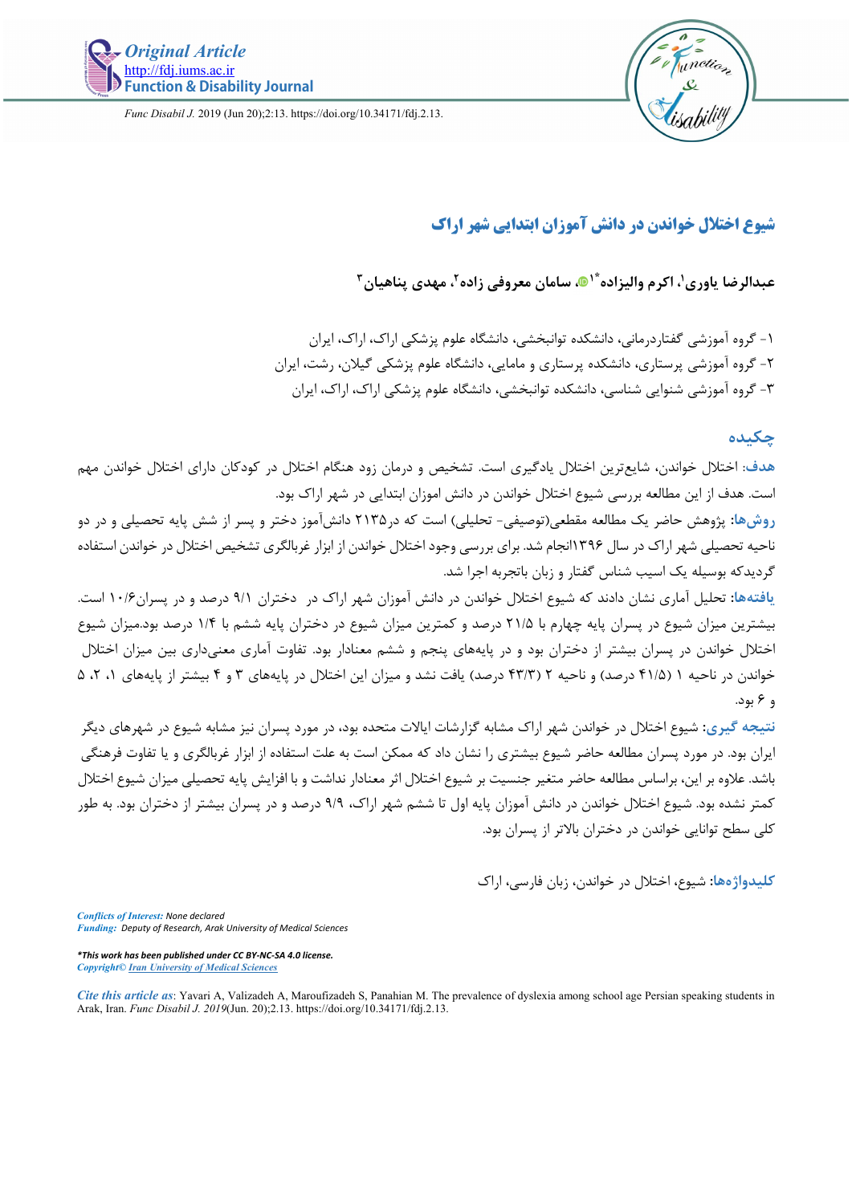# شیوع اختلال خواندن در دانش آموزان ابتدایی شهر اراک

**عبدالرضا یاوری[1]، اکرم والیزاده[*1]، سامان معروفی زاده[2]، مهدی پناهیان[3]**

۱- گروه آموزشی گفتاردرمانی، دانشکده توانبخشی، دانشگاه علوم پزشکی اراک، اراک، ایران
۲- گروه آموزشی پرستاری، دانشکده پرستاری و مامایی، دانشگاه علوم پزشکی گیلان، رشت، ایران
۳- گروه آموزشی شنوایی شناسی، دانشکده توانبخشی، دانشگاه علوم پزشکی اراک، اراک، ایران

## چکیده

**هدف:** اختلال خواندن، شایع‌ترین اختلال یادگیری است. تشخیص و درمان زود هنگام اختلال در کودکان دارای اختلال خواندن مهم است. هدف از این مطالعه بررسی شیوع اختلال خواندن در دانش اموزان ابتدایی در شهر اراک بود.

**روش‌ها:** پژوهش حاضر یک مطالعه مقطعی(توصیفی- تحلیلی) است که در۲۱۳۵ دانش‌آموز دختر و پسر از شش پایه تحصیلی و در دو ناحیه تحصیلی شهر اراک در سال ۱۳۹۶انجام شد. برای بررسی وجود اختلال خواندن از ابزار غربالگری تشخیص اختلال در خواندن استفاده گردیدکه بوسیله یک اسیب شناس گفتار و زبان باتجربه اجرا شد.

**یافته‌ها:** تحلیل آماری نشان دادند که شیوع اختلال خواندن در دانش آموزان شهر اراک در دختران ۹/۱ درصد و در پسران۱۰/۶ است. بیشترین میزان شیوع در پسران پایه چهارم با ۲۱/۵ درصد و کمترین میزان شیوع در دختران پایه ششم با ۱/۴ درصد بود.میزان شیوع اختلال خواندن در پسران بیشتر از دختران بود و در پایه‌های پنجم و ششم معنادار بود. تفاوت آماری معنی‌داری بین میزان اختلال خواندن در ناحیه ۱ (۴۱/۵ درصد) و ناحیه ۲ (۴۳/۳ درصد) یافت نشد و میزان این اختلال در پایه‌های ۳ و ۴ بیشتر از پایه‌های ۱، ۲، ۵ و ۶ بود.

**نتیجه گیری:** شیوع اختلال در خواندن شهر اراک مشابه گزارشات ایالات متحده بود، در مورد پسران نیز مشابه شیوع در شهرهای دیگر ایران بود. در مورد پسران مطالعه حاضر شیوع بیشتری را نشان داد که ممکن است به علت استفاده از ابزار غربالگری و یا تفاوت فرهنگی باشد. علاوه بر این، براساس مطالعه حاضر متغیر جنسیت بر شیوع اختلال اثر معنادار نداشت و با افزایش پایه تحصیلی میزان شیوع اختلال کمتر نشده بود. شیوع اختلال خواندن در دانش آموزان پایه اول تا ششم شهر اراک، ۹/۹ درصد و در پسران بیشتر از دختران بود. به طور کلی سطح توانایی خواندن در دختران بالاتر از پسران بود.

**کلیدواژه‌ها:** شیوع، اختلال در خواندن، زبان فارسی، اراک

*Conflicts of Interest:* None declared
*Funding:* Deputy of Research, Arak University of Medical Sciences

*\*This work has been published under CC BY-NC-SA 4.0 license.*
*Copyright© Iran University of Medical Sciences*

*Cite this article as*: Yavari A, Valizadeh A, Maroufizadeh S, Panahian M. The prevalence of dyslexia among school age Persian speaking students in Arak, Iran. *Func Disabil J. 2019*(Jun. 20);2.13. https://doi.org/10.34171/fdj.2.13.